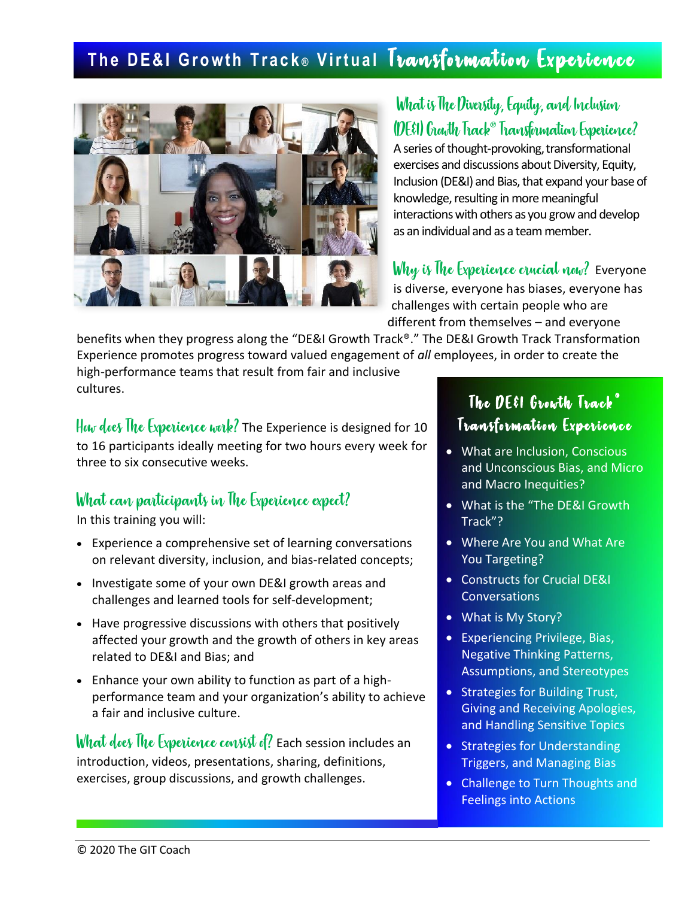# The DE&I Growth Track® Virtual Transformation Experience

## What is The Diversity, Equity, and Inclusion (DE&I) Growth Track® Transformation Experience?

A series of thought-provoking, transformational exercises and discussions about Diversity, Equity, Inclusion (DE&I) and Bias, that expand your base of knowledge, resulting in more meaningful interactions with others as you grow and develop as an individual and as a team member.

**Why is The Experience crucial now?** Everyone is diverse, everyone has biases, everyone has challenges with certain people who are different from themselves – and everyone benefits when they progress along the "DE&I Growth Track®." The DE&I Growth Track Transformation Experience promotes progress toward valued engagement of *all* employees, in order to create the high-performance teams that result from fair and inclusive cultures.

**How does The Experience work?** The Experience is designed for 10 to 16 participants ideally meeting for two hours every week for three to six consecutive weeks.

## What can participants in The Experience expect?

In this training you will:

- Experience a comprehensive set of learning conversations on relevant diversity, inclusion, and bias-related concepts;
- Investigate some of your own DE&I growth areas and challenges and learned tools for self-development;
- Have progressive discussions with others that positively affected your growth and the growth of others in key areas related to DE&I and Bias; and
- Enhance your own ability to function as part of a high-performance team and your organization's ability to achieve a fair and inclusive culture.

**What does The Experience consist of?** Each session includes an introduction, videos, presentations, sharing, definitions, exercises, group discussions, and growth challenges.

## The DE&I Growth Track® Transformation Experience

- What are Inclusion, Conscious and Unconscious Bias, and Micro and Macro Inequities?
- What is the "The DE&I Growth Track"?
- Where Are You and What Are You Targeting?
- Constructs for Crucial DE&I Conversations
- What is My Story?
- Experiencing Privilege, Bias, Negative Thinking Patterns, Assumptions, and Stereotypes
- Strategies for Building Trust, Giving and Receiving Apologies, and Handling Sensitive Topics
- Strategies for Understanding Triggers, and Managing Bias
- Challenge to Turn Thoughts and Feelings into Actions

© 2020 The GIT Coach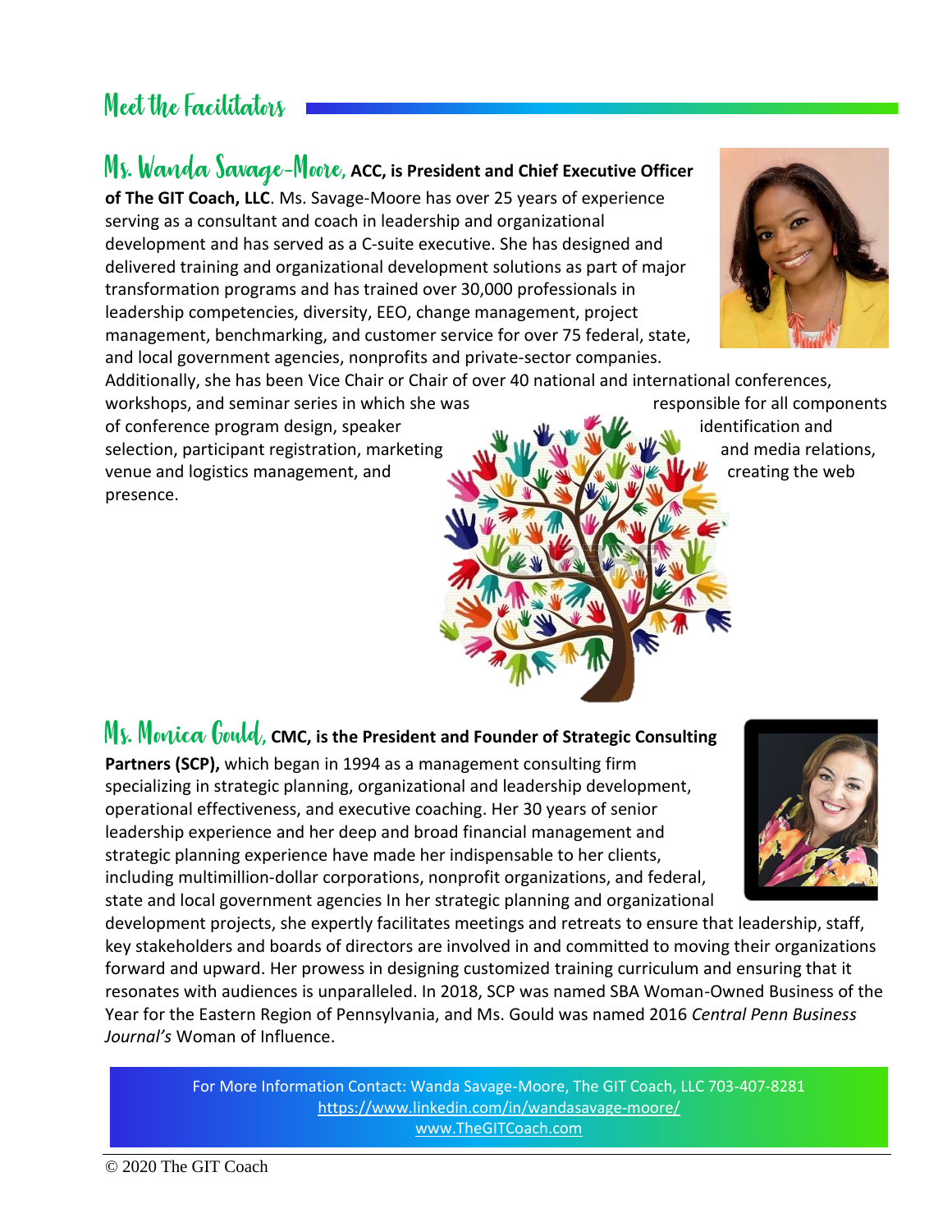## Meet the Facilitators

**Ms. Wanda Savage-Moore, ACC, is President and Chief Executive Officer of The GIT Coach, LLC**. Ms. Savage-Moore has over 25 years of experience serving as a consultant and coach in leadership and organizational development and has served as a C-suite executive. She has designed and delivered training and organizational development solutions as part of major transformation programs and has trained over 30,000 professionals in leadership competencies, diversity, EEO, change management, project management, benchmarking, and customer service for over 75 federal, state, and local government agencies, nonprofits and private-sector companies. Additionally, she has been Vice Chair or Chair of over 40 national and international conferences, workshops, and seminar series in which she was responsible for all components of conference program design, speaker identification and selection, participant registration, marketing and media relations, venue and logistics management, and creating the web presence.

**Ms. Monica Gould, CMC, is the President and Founder of Strategic Consulting Partners (SCP),** which began in 1994 as a management consulting firm specializing in strategic planning, organizational and leadership development, operational effectiveness, and executive coaching. Her 30 years of senior leadership experience and her deep and broad financial management and strategic planning experience have made her indispensable to her clients, including multimillion-dollar corporations, nonprofit organizations, and federal, state and local government agencies In her strategic planning and organizational development projects, she expertly facilitates meetings and retreats to ensure that leadership, staff, key stakeholders and boards of directors are involved in and committed to moving their organizations forward and upward. Her prowess in designing customized training curriculum and ensuring that it resonates with audiences is unparalleled. In 2018, SCP was named SBA Woman-Owned Business of the Year for the Eastern Region of Pennsylvania, and Ms. Gould was named 2016 *Central Penn Business Journal's* Woman of Influence.

For More Information Contact: Wanda Savage-Moore, The GIT Coach, LLC 703-407-8281
https://www.linkedin.com/in/wandasavage-moore/
www.TheGITCoach.com

© 2020 The GIT Coach